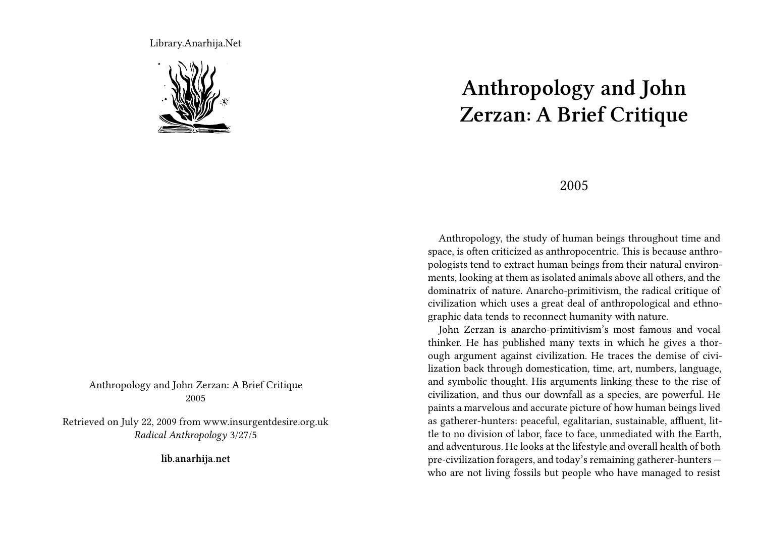Library.Anarhija.Net

Anthropology and John Zerzan: A Brief Critique
2005

Retrieved on July 22, 2009 from www.insurgentdesire.org.uk
*Radical Anthropology* 3/27/5

**lib.anarhija.net**

# Anthropology and John Zerzan: A Brief Critique

2005

Anthropology, the study of human beings throughout time and space, is often criticized as anthropocentric. This is because anthropologists tend to extract human beings from their natural environments, looking at them as isolated animals above all others, and the dominatrix of nature. Anarcho-primitivism, the radical critique of civilization which uses a great deal of anthropological and ethnographic data tends to reconnect humanity with nature.

John Zerzan is anarcho-primitivism's most famous and vocal thinker. He has published many texts in which he gives a thorough argument against civilization. He traces the demise of civilization back through domestication, time, art, numbers, language, and symbolic thought. His arguments linking these to the rise of civilization, and thus our downfall as a species, are powerful. He paints a marvelous and accurate picture of how human beings lived as gatherer-hunters: peaceful, egalitarian, sustainable, affluent, little to no division of labor, face to face, unmediated with the Earth, and adventurous. He looks at the lifestyle and overall health of both pre-civilization foragers, and today's remaining gatherer-hunters — who are not living fossils but people who have managed to resist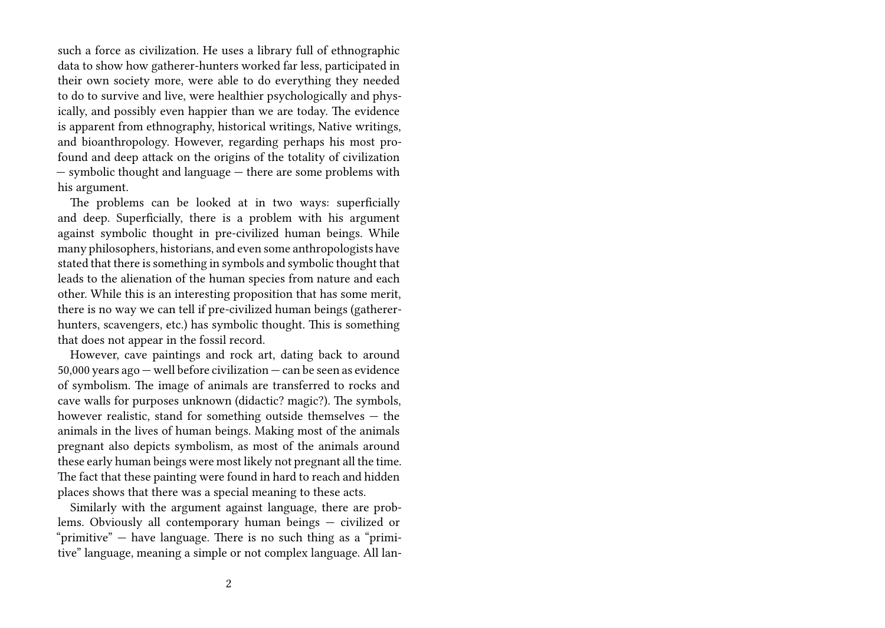such a force as civilization. He uses a library full of ethnographic data to show how gatherer-hunters worked far less, participated in their own society more, were able to do everything they needed to do to survive and live, were healthier psychologically and physically, and possibly even happier than we are today. The evidence is apparent from ethnography, historical writings, Native writings, and bioanthropology. However, regarding perhaps his most profound and deep attack on the origins of the totality of civilization — symbolic thought and language — there are some problems with his argument.

The problems can be looked at in two ways: superficially and deep. Superficially, there is a problem with his argument against symbolic thought in pre-civilized human beings. While many philosophers, historians, and even some anthropologists have stated that there is something in symbols and symbolic thought that leads to the alienation of the human species from nature and each other. While this is an interesting proposition that has some merit, there is no way we can tell if pre-civilized human beings (gatherer-hunters, scavengers, etc.) has symbolic thought. This is something that does not appear in the fossil record.

However, cave paintings and rock art, dating back to around 50,000 years ago — well before civilization — can be seen as evidence of symbolism. The image of animals are transferred to rocks and cave walls for purposes unknown (didactic? magic?). The symbols, however realistic, stand for something outside themselves — the animals in the lives of human beings. Making most of the animals pregnant also depicts symbolism, as most of the animals around these early human beings were most likely not pregnant all the time. The fact that these painting were found in hard to reach and hidden places shows that there was a special meaning to these acts.

Similarly with the argument against language, there are problems. Obviously all contemporary human beings — civilized or "primitive" — have language. There is no such thing as a "primitive" language, meaning a simple or not complex language. All lan-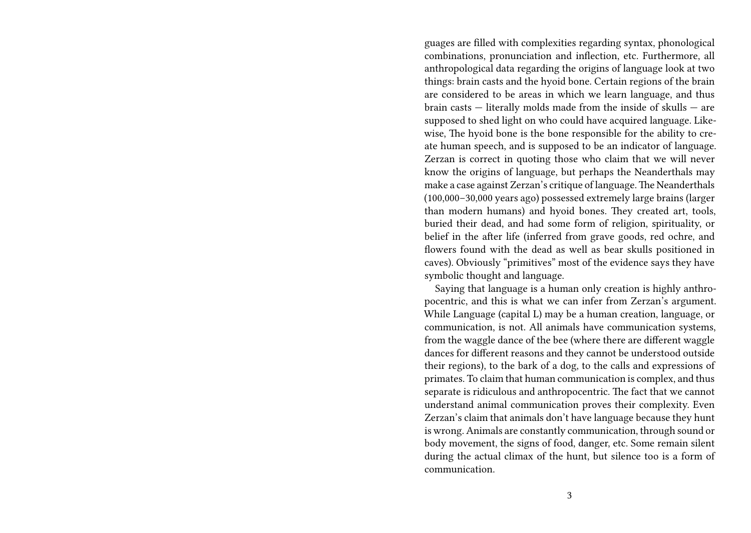guages are filled with complexities regarding syntax, phonological combinations, pronunciation and inflection, etc. Furthermore, all anthropological data regarding the origins of language look at two things: brain casts and the hyoid bone. Certain regions of the brain are considered to be areas in which we learn language, and thus brain casts — literally molds made from the inside of skulls — are supposed to shed light on who could have acquired language. Likewise, The hyoid bone is the bone responsible for the ability to create human speech, and is supposed to be an indicator of language. Zerzan is correct in quoting those who claim that we will never know the origins of language, but perhaps the Neanderthals may make a case against Zerzan's critique of language. The Neanderthals (100,000–30,000 years ago) possessed extremely large brains (larger than modern humans) and hyoid bones. They created art, tools, buried their dead, and had some form of religion, spirituality, or belief in the after life (inferred from grave goods, red ochre, and flowers found with the dead as well as bear skulls positioned in caves). Obviously "primitives" most of the evidence says they have symbolic thought and language.

Saying that language is a human only creation is highly anthropocentric, and this is what we can infer from Zerzan's argument. While Language (capital L) may be a human creation, language, or communication, is not. All animals have communication systems, from the waggle dance of the bee (where there are different waggle dances for different reasons and they cannot be understood outside their regions), to the bark of a dog, to the calls and expressions of primates. To claim that human communication is complex, and thus separate is ridiculous and anthropocentric. The fact that we cannot understand animal communication proves their complexity. Even Zerzan's claim that animals don't have language because they hunt is wrong. Animals are constantly communication, through sound or body movement, the signs of food, danger, etc. Some remain silent during the actual climax of the hunt, but silence too is a form of communication.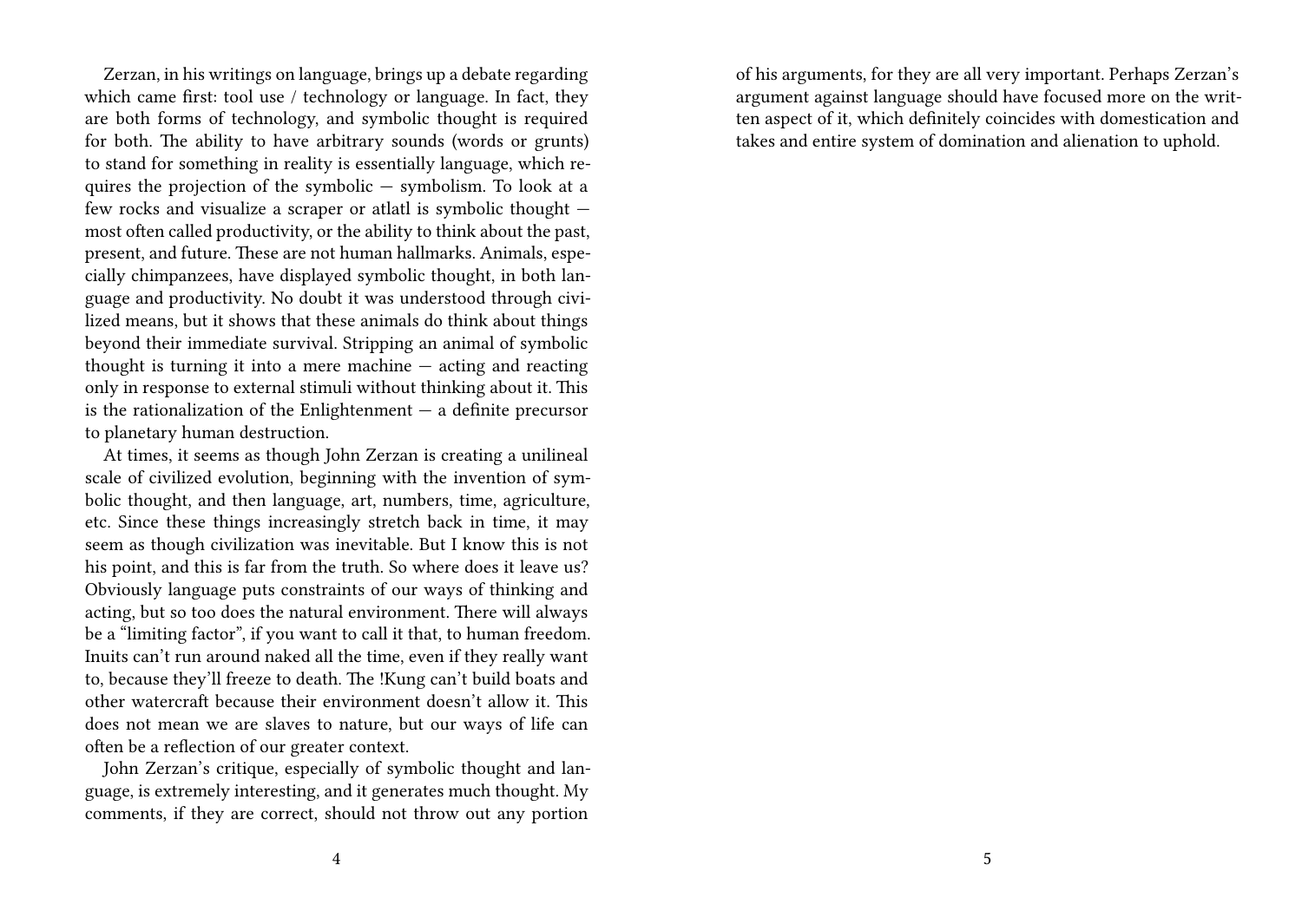Zerzan, in his writings on language, brings up a debate regarding which came first: tool use / technology or language. In fact, they are both forms of technology, and symbolic thought is required for both. The ability to have arbitrary sounds (words or grunts) to stand for something in reality is essentially language, which requires the projection of the symbolic — symbolism. To look at a few rocks and visualize a scraper or atlatl is symbolic thought — most often called productivity, or the ability to think about the past, present, and future. These are not human hallmarks. Animals, especially chimpanzees, have displayed symbolic thought, in both language and productivity. No doubt it was understood through civilized means, but it shows that these animals do think about things beyond their immediate survival. Stripping an animal of symbolic thought is turning it into a mere machine — acting and reacting only in response to external stimuli without thinking about it. This is the rationalization of the Enlightenment — a definite precursor to planetary human destruction.

At times, it seems as though John Zerzan is creating a unilineal scale of civilized evolution, beginning with the invention of symbolic thought, and then language, art, numbers, time, agriculture, etc. Since these things increasingly stretch back in time, it may seem as though civilization was inevitable. But I know this is not his point, and this is far from the truth. So where does it leave us? Obviously language puts constraints of our ways of thinking and acting, but so too does the natural environment. There will always be a "limiting factor", if you want to call it that, to human freedom. Inuits can't run around naked all the time, even if they really want to, because they'll freeze to death. The !Kung can't build boats and other watercraft because their environment doesn't allow it. This does not mean we are slaves to nature, but our ways of life can often be a reflection of our greater context.

John Zerzan's critique, especially of symbolic thought and language, is extremely interesting, and it generates much thought. My comments, if they are correct, should not throw out any portion of his arguments, for they are all very important. Perhaps Zerzan's argument against language should have focused more on the written aspect of it, which definitely coincides with domestication and takes and entire system of domination and alienation to uphold.